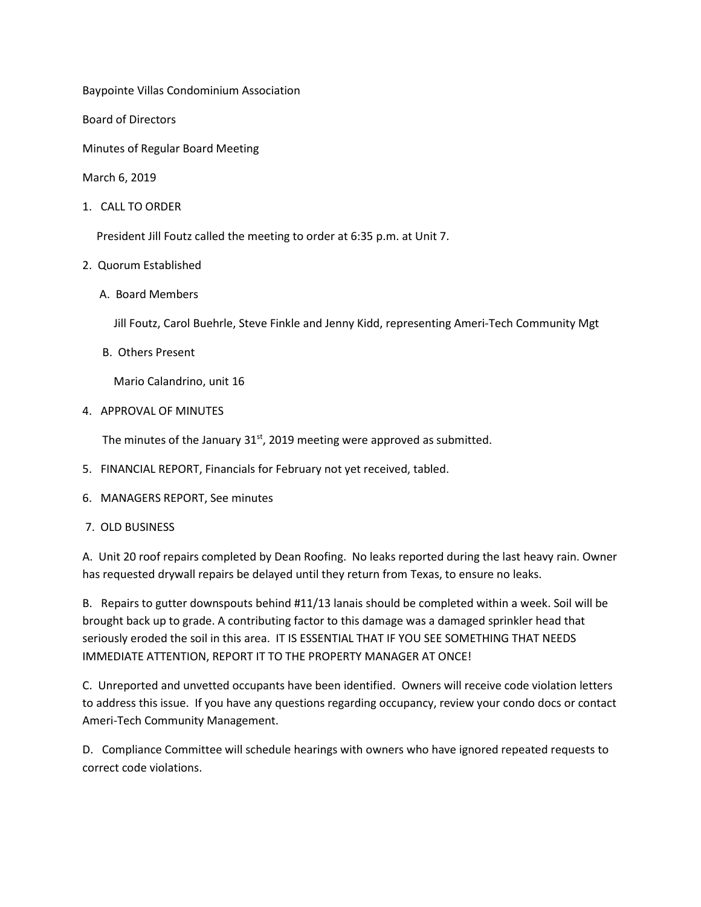Baypointe Villas Condominium Association

Board of Directors

Minutes of Regular Board Meeting

March 6, 2019

1. CALL TO ORDER

   President Jill Foutz called the meeting to order at 6:35 p.m. at Unit 7.

2. Quorum Established

   A. Board Members

      Jill Foutz, Carol Buehrle, Steve Finkle and Jenny Kidd, representing Ameri-Tech Community Mgt

   B. Others Present

      Mario Calandrino, unit 16

4. APPROVAL OF MINUTES

   The minutes of the January 31st, 2019 meeting were approved as submitted.

5. FINANCIAL REPORT, Financials for February not yet received, tabled.

6. MANAGERS REPORT, See minutes

7. OLD BUSINESS

A. Unit 20 roof repairs completed by Dean Roofing. No leaks reported during the last heavy rain. Owner has requested drywall repairs be delayed until they return from Texas, to ensure no leaks.

B. Repairs to gutter downspouts behind #11/13 lanais should be completed within a week. Soil will be brought back up to grade. A contributing factor to this damage was a damaged sprinkler head that seriously eroded the soil in this area. IT IS ESSENTIAL THAT IF YOU SEE SOMETHING THAT NEEDS IMMEDIATE ATTENTION, REPORT IT TO THE PROPERTY MANAGER AT ONCE!

C. Unreported and unvetted occupants have been identified. Owners will receive code violation letters to address this issue. If you have any questions regarding occupancy, review your condo docs or contact Ameri-Tech Community Management.

D. Compliance Committee will schedule hearings with owners who have ignored repeated requests to correct code violations.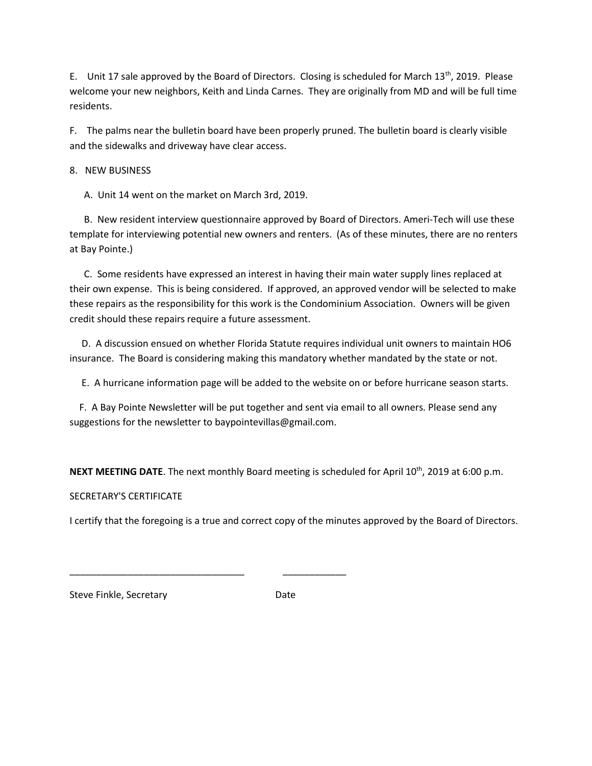E. Unit 17 sale approved by the Board of Directors. Closing is scheduled for March 13th, 2019. Please welcome your new neighbors, Keith and Linda Carnes. They are originally from MD and will be full time residents.

F. The palms near the bulletin board have been properly pruned. The bulletin board is clearly visible and the sidewalks and driveway have clear access.

8. NEW BUSINESS

A. Unit 14 went on the market on March 3rd, 2019.

B. New resident interview questionnaire approved by Board of Directors. Ameri-Tech will use these template for interviewing potential new owners and renters. (As of these minutes, there are no renters at Bay Pointe.)

C. Some residents have expressed an interest in having their main water supply lines replaced at their own expense. This is being considered. If approved, an approved vendor will be selected to make these repairs as the responsibility for this work is the Condominium Association. Owners will be given credit should these repairs require a future assessment.

D. A discussion ensued on whether Florida Statute requires individual unit owners to maintain HO6 insurance. The Board is considering making this mandatory whether mandated by the state or not.

E. A hurricane information page will be added to the website on or before hurricane season starts.

F. A Bay Pointe Newsletter will be put together and sent via email to all owners. Please send any suggestions for the newsletter to baypointevillas@gmail.com.

**NEXT MEETING DATE**. The next monthly Board meeting is scheduled for April 10th, 2019 at 6:00 p.m.

SECRETARY'S CERTIFICATE

I certify that the foregoing is a true and correct copy of the minutes approved by the Board of Directors.

_________________________________ ____________

Steve Finkle, Secretary Date